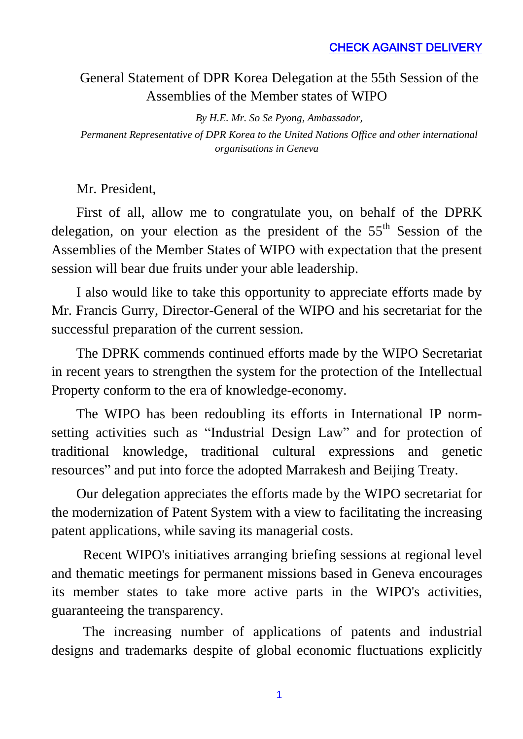CHECK AGAINST DELIVERY

# General Statement of DPR Korea Delegation at the 55th Session of the Assemblies of the Member states of WIPO

*By H.E. Mr. So Se Pyong, Ambassador,*
*Permanent Representative of DPR Korea to the United Nations Office and other international organisations in Geneva*

Mr. President,

First of all, allow me to congratulate you, on behalf of the DPRK delegation, on your election as the president of the 55th Session of the Assemblies of the Member States of WIPO with expectation that the present session will bear due fruits under your able leadership.

I also would like to take this opportunity to appreciate efforts made by Mr. Francis Gurry, Director-General of the WIPO and his secretariat for the successful preparation of the current session.

The DPRK commends continued efforts made by the WIPO Secretariat in recent years to strengthen the system for the protection of the Intellectual Property conform to the era of knowledge-economy.

The WIPO has been redoubling its efforts in International IP norm-setting activities such as "Industrial Design Law" and for protection of traditional knowledge, traditional cultural expressions and genetic resources" and put into force the adopted Marrakesh and Beijing Treaty.

Our delegation appreciates the efforts made by the WIPO secretariat for the modernization of Patent System with a view to facilitating the increasing patent applications, while saving its managerial costs.

Recent WIPO's initiatives arranging briefing sessions at regional level and thematic meetings for permanent missions based in Geneva encourages its member states to take more active parts in the WIPO's activities, guaranteeing the transparency.

The increasing number of applications of patents and industrial designs and trademarks despite of global economic fluctuations explicitly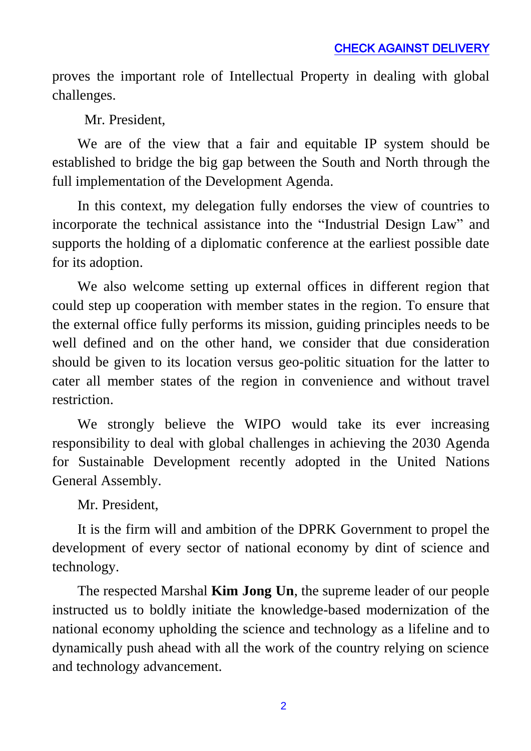proves the important role of Intellectual Property in dealing with global challenges.

Mr. President,

We are of the view that a fair and equitable IP system should be established to bridge the big gap between the South and North through the full implementation of the Development Agenda.

In this context, my delegation fully endorses the view of countries to incorporate the technical assistance into the "Industrial Design Law" and supports the holding of a diplomatic conference at the earliest possible date for its adoption.

We also welcome setting up external offices in different region that could step up cooperation with member states in the region. To ensure that the external office fully performs its mission, guiding principles needs to be well defined and on the other hand, we consider that due consideration should be given to its location versus geo-politic situation for the latter to cater all member states of the region in convenience and without travel restriction.

We strongly believe the WIPO would take its ever increasing responsibility to deal with global challenges in achieving the 2030 Agenda for Sustainable Development recently adopted in the United Nations General Assembly.

Mr. President,

It is the firm will and ambition of the DPRK Government to propel the development of every sector of national economy by dint of science and technology.

The respected Marshal **Kim Jong Un**, the supreme leader of our people instructed us to boldly initiate the knowledge-based modernization of the national economy upholding the science and technology as a lifeline and to dynamically push ahead with all the work of the country relying on science and technology advancement.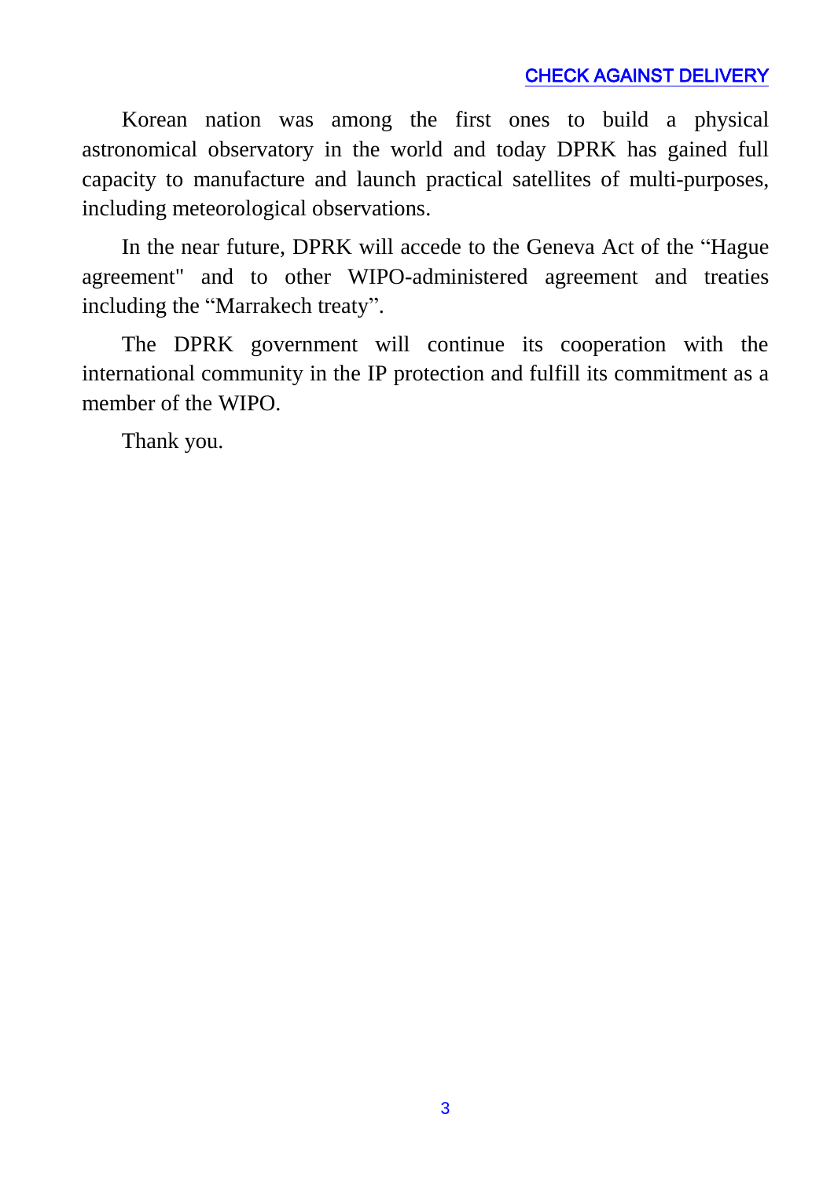CHECK AGAINST DELIVERY

Korean nation was among the first ones to build a physical astronomical observatory in the world and today DPRK has gained full capacity to manufacture and launch practical satellites of multi-purposes, including meteorological observations.

In the near future, DPRK will accede to the Geneva Act of the “Hague agreement" and to other WIPO-administered agreement and treaties including the “Marrakech treaty”.

The DPRK government will continue its cooperation with the international community in the IP protection and fulfill its commitment as a member of the WIPO.

Thank you.